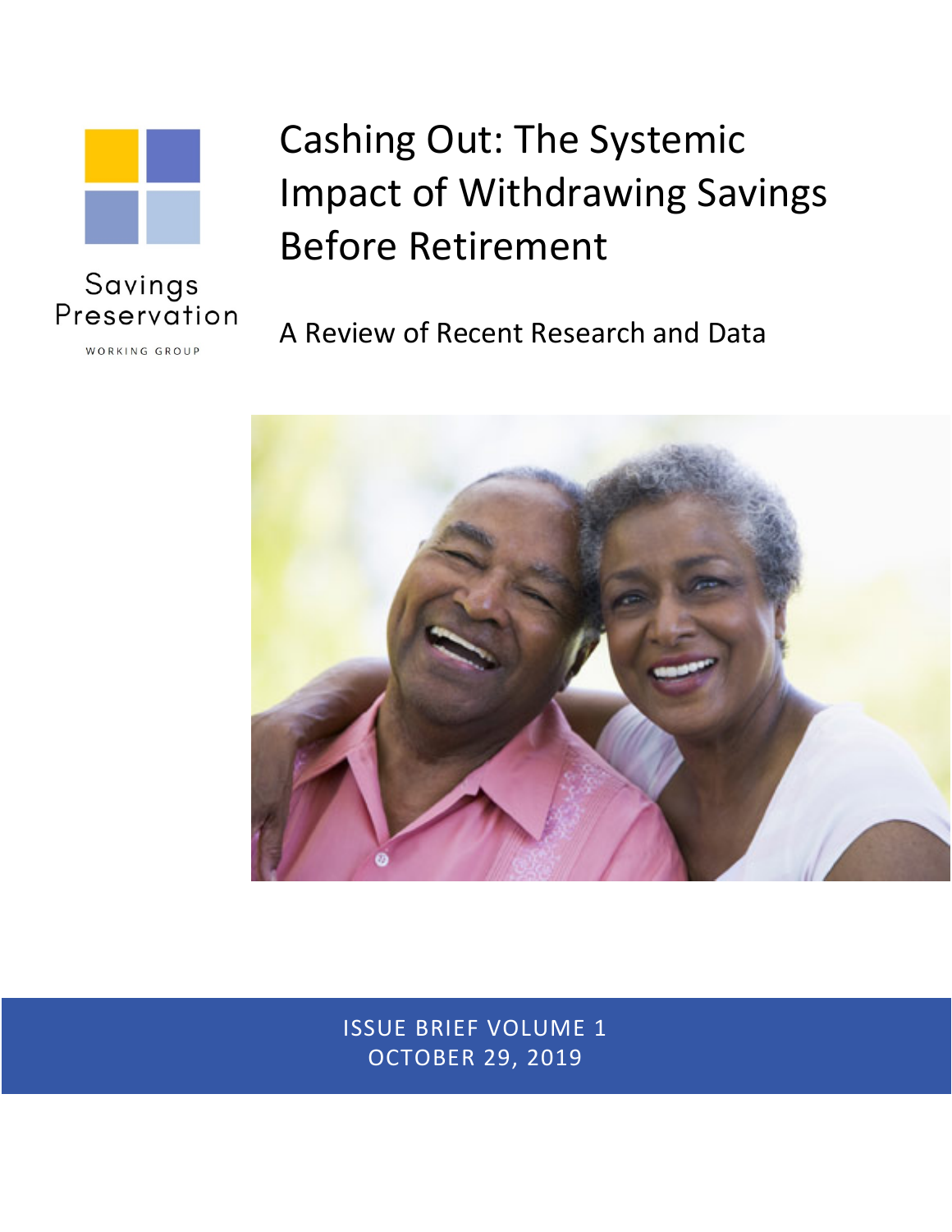Savings Preservation

WORKING GROUP

# Cashing Out: The Systemic Impact of Withdrawing Savings Before Retirement

## A Review of Recent Research and Data

ISSUE BRIEF VOLUME 1

OCTOBER 29, 2019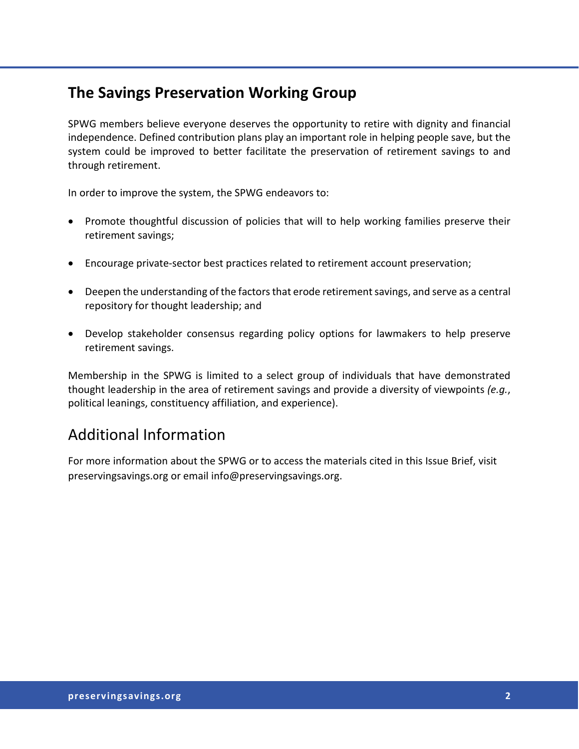## The Savings Preservation Working Group

SPWG members believe everyone deserves the opportunity to retire with dignity and financial independence. Defined contribution plans play an important role in helping people save, but the system could be improved to better facilitate the preservation of retirement savings to and through retirement.

In order to improve the system, the SPWG endeavors to:

- Promote thoughtful discussion of policies that will to help working families preserve their retirement savings;
- Encourage private-sector best practices related to retirement account preservation;
- Deepen the understanding of the factors that erode retirement savings, and serve as a central repository for thought leadership; and
- Develop stakeholder consensus regarding policy options for lawmakers to help preserve retirement savings.

Membership in the SPWG is limited to a select group of individuals that have demonstrated thought leadership in the area of retirement savings and provide a diversity of viewpoints *(e.g.*, political leanings, constituency affiliation, and experience).

## Additional Information

For more information about the SPWG or to access the materials cited in this Issue Brief, visit preservingsavings.org or email info@preservingsavings.org.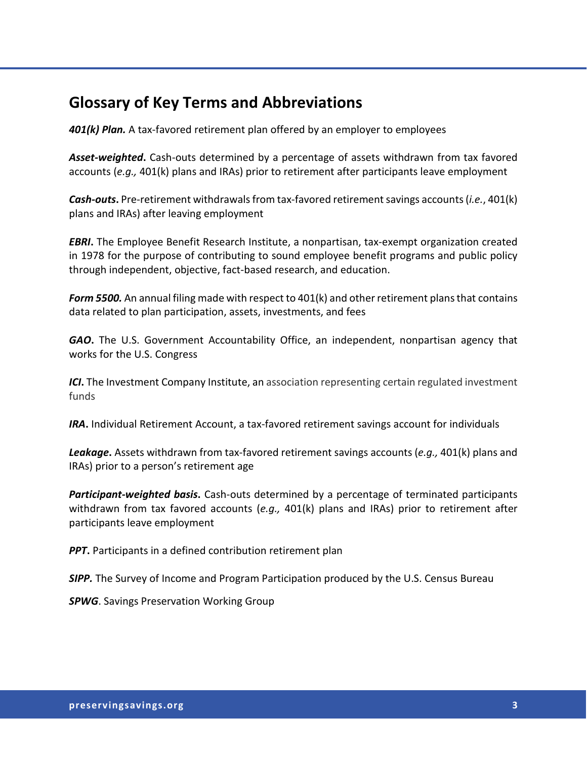## Glossary of Key Terms and Abbreviations

***401(k) Plan.*** A tax-favored retirement plan offered by an employer to employees

***Asset-weighted*.** Cash-outs determined by a percentage of assets withdrawn from tax favored accounts (*e.g.,* 401(k) plans and IRAs) prior to retirement after participants leave employment

***Cash-outs*.** Pre-retirement withdrawals from tax-favored retirement savings accounts (*i.e.*, 401(k) plans and IRAs) after leaving employment

***EBRI*.** The Employee Benefit Research Institute, a nonpartisan, tax-exempt organization created in 1978 for the purpose of contributing to sound employee benefit programs and public policy through independent, objective, fact-based research, and education.

***Form 5500.*** An annual filing made with respect to 401(k) and other retirement plans that contains data related to plan participation, assets, investments, and fees

***GAO*.** The U.S. Government Accountability Office, an independent, nonpartisan agency that works for the U.S. Congress

***ICI*.** The Investment Company Institute, an association representing certain regulated investment funds

***IRA*.** Individual Retirement Account, a tax-favored retirement savings account for individuals

***Leakage*.** Assets withdrawn from tax-favored retirement savings accounts (*e.g.,* 401(k) plans and IRAs) prior to a person's retirement age

***Participant-weighted basis*.** Cash-outs determined by a percentage of terminated participants withdrawn from tax favored accounts (*e.g.,* 401(k) plans and IRAs) prior to retirement after participants leave employment

***PPT*.** Participants in a defined contribution retirement plan

***SIPP.*** The Survey of Income and Program Participation produced by the U.S. Census Bureau

***SPWG***. Savings Preservation Working Group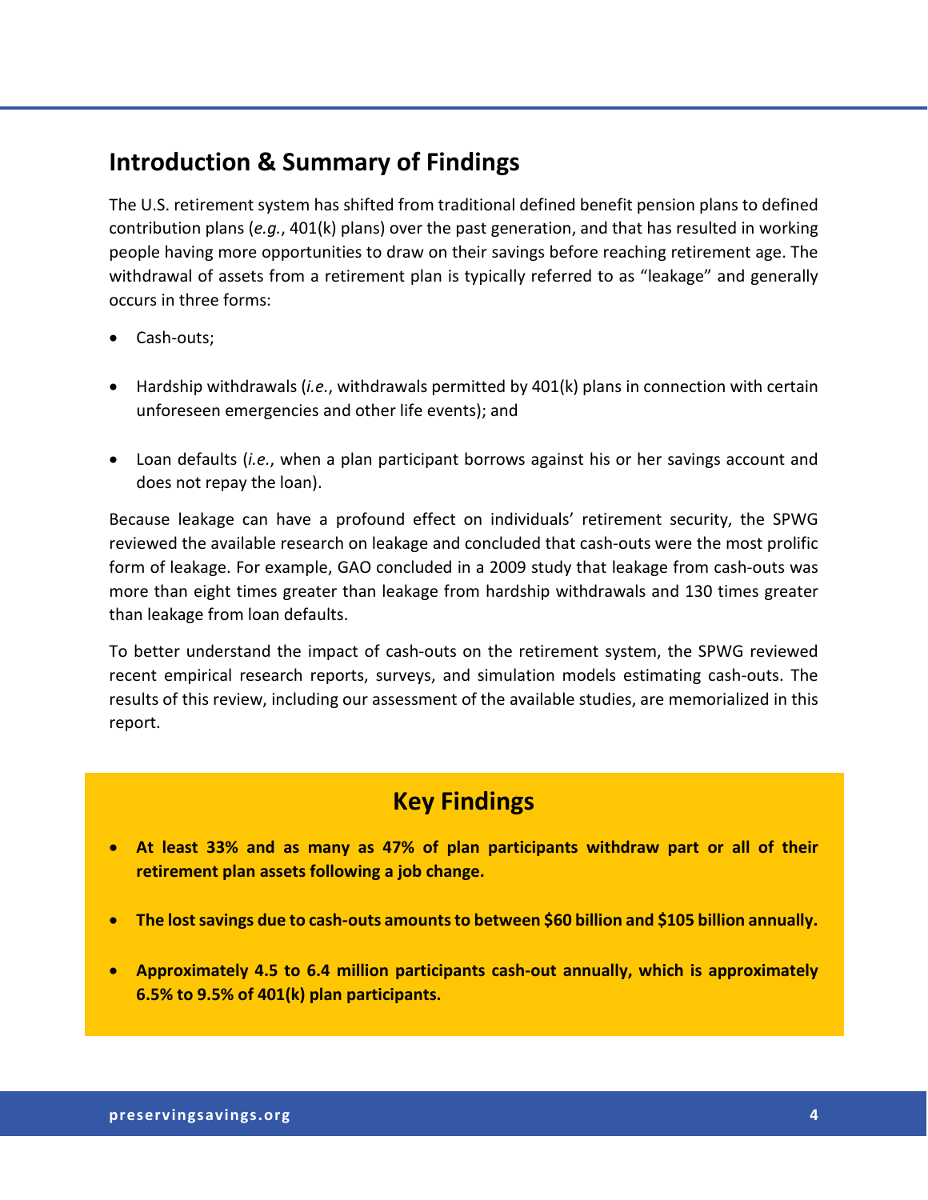## Introduction & Summary of Findings

The U.S. retirement system has shifted from traditional defined benefit pension plans to defined contribution plans (*e.g.*, 401(k) plans) over the past generation, and that has resulted in working people having more opportunities to draw on their savings before reaching retirement age. The withdrawal of assets from a retirement plan is typically referred to as "leakage" and generally occurs in three forms:

- Cash-outs;
- Hardship withdrawals (*i.e.*, withdrawals permitted by 401(k) plans in connection with certain unforeseen emergencies and other life events); and
- Loan defaults (*i.e.*, when a plan participant borrows against his or her savings account and does not repay the loan).

Because leakage can have a profound effect on individuals' retirement security, the SPWG reviewed the available research on leakage and concluded that cash-outs were the most prolific form of leakage. For example, GAO concluded in a 2009 study that leakage from cash-outs was more than eight times greater than leakage from hardship withdrawals and 130 times greater than leakage from loan defaults.

To better understand the impact of cash-outs on the retirement system, the SPWG reviewed recent empirical research reports, surveys, and simulation models estimating cash-outs. The results of this review, including our assessment of the available studies, are memorialized in this report.

### Key Findings

- **At least 33% and as many as 47% of plan participants withdraw part or all of their retirement plan assets following a job change.**
- **The lost savings due to cash-outs amounts to between $60 billion and $105 billion annually.**
- **Approximately 4.5 to 6.4 million participants cash-out annually, which is approximately 6.5% to 9.5% of 401(k) plan participants.**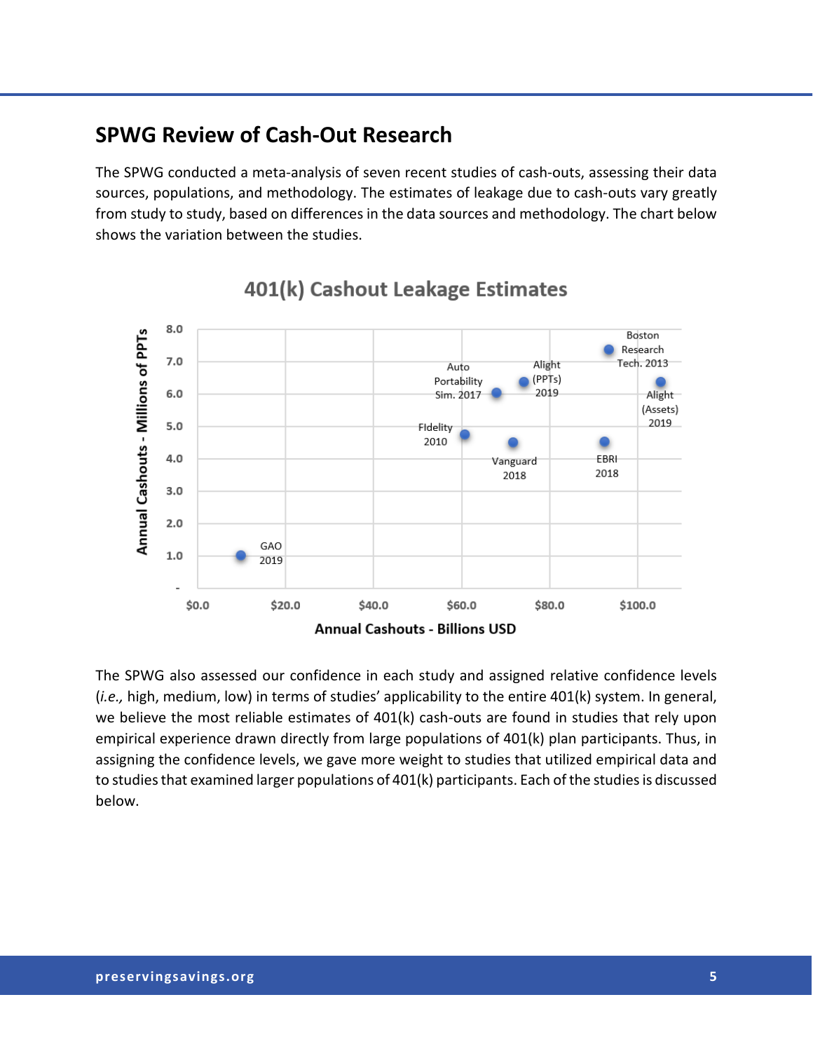## SPWG Review of Cash-Out Research

The SPWG conducted a meta-analysis of seven recent studies of cash-outs, assessing their data sources, populations, and methodology. The estimates of leakage due to cash-outs vary greatly from study to study, based on differences in the data sources and methodology. The chart below shows the variation between the studies.

**401(k) Cashout Leakage Estimates**

The SPWG also assessed our confidence in each study and assigned relative confidence levels (*i.e.,* high, medium, low) in terms of studies' applicability to the entire 401(k) system. In general, we believe the most reliable estimates of 401(k) cash-outs are found in studies that rely upon empirical experience drawn directly from large populations of 401(k) plan participants. Thus, in assigning the confidence levels, we gave more weight to studies that utilized empirical data and to studies that examined larger populations of 401(k) participants. Each of the studies is discussed below.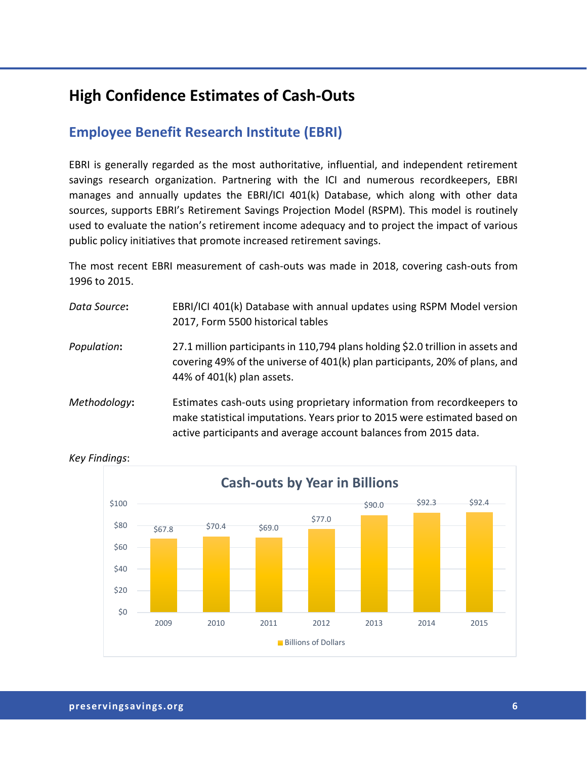# High Confidence Estimates of Cash-Outs

## Employee Benefit Research Institute (EBRI)

EBRI is generally regarded as the most authoritative, influential, and independent retirement savings research organization. Partnering with the ICI and numerous recordkeepers, EBRI manages and annually updates the EBRI/ICI 401(k) Database, which along with other data sources, supports EBRI's Retirement Savings Projection Model (RSPM). This model is routinely used to evaluate the nation's retirement income adequacy and to project the impact of various public policy initiatives that promote increased retirement savings.

The most recent EBRI measurement of cash-outs was made in 2018, covering cash-outs from 1996 to 2015.

*Data Source*: EBRI/ICI 401(k) Database with annual updates using RSPM Model version 2017, Form 5500 historical tables

*Population*: 27.1 million participants in 110,794 plans holding $2.0 trillion in assets and covering 49% of the universe of 401(k) plan participants, 20% of plans, and 44% of 401(k) plan assets.

*Methodology*: Estimates cash-outs using proprietary information from recordkeepers to make statistical imputations. Years prior to 2015 were estimated based on active participants and average account balances from 2015 data.

*Key Findings*:

**Cash-outs by Year in Billions**

| Year | Billions of Dollars |
|---|---|
| 2009 | $67.8 |
| 2010 | $70.4 |
| 2011 | $69.0 |
| 2012 | $77.0 |
| 2013 | $90.0 |
| 2014 | $92.3 |
| 2015 | $92.4 |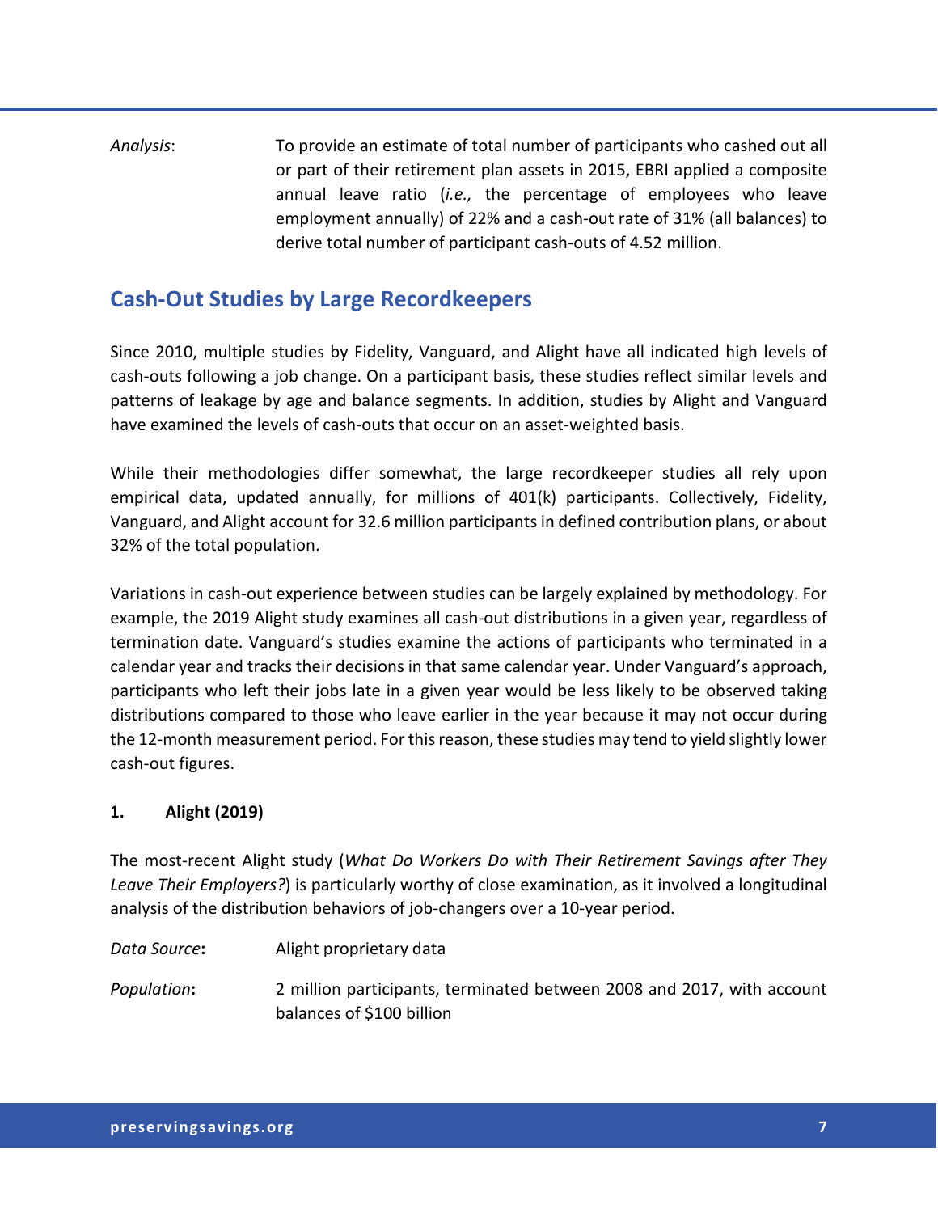*Analysis*: To provide an estimate of total number of participants who cashed out all or part of their retirement plan assets in 2015, EBRI applied a composite annual leave ratio (*i.e.,* the percentage of employees who leave employment annually) of 22% and a cash-out rate of 31% (all balances) to derive total number of participant cash-outs of 4.52 million.

## Cash-Out Studies by Large Recordkeepers

Since 2010, multiple studies by Fidelity, Vanguard, and Alight have all indicated high levels of cash-outs following a job change. On a participant basis, these studies reflect similar levels and patterns of leakage by age and balance segments. In addition, studies by Alight and Vanguard have examined the levels of cash-outs that occur on an asset-weighted basis.

While their methodologies differ somewhat, the large recordkeeper studies all rely upon empirical data, updated annually, for millions of 401(k) participants. Collectively, Fidelity, Vanguard, and Alight account for 32.6 million participants in defined contribution plans, or about 32% of the total population.

Variations in cash-out experience between studies can be largely explained by methodology. For example, the 2019 Alight study examines all cash-out distributions in a given year, regardless of termination date. Vanguard's studies examine the actions of participants who terminated in a calendar year and tracks their decisions in that same calendar year. Under Vanguard's approach, participants who left their jobs late in a given year would be less likely to be observed taking distributions compared to those who leave earlier in the year because it may not occur during the 12-month measurement period. For this reason, these studies may tend to yield slightly lower cash-out figures.

### 1. Alight (2019)

The most-recent Alight study (*What Do Workers Do with Their Retirement Savings after They Leave Their Employers?*) is particularly worthy of close examination, as it involved a longitudinal analysis of the distribution behaviors of job-changers over a 10-year period.

*Data Source*: Alight proprietary data

*Population*: 2 million participants, terminated between 2008 and 2017, with account balances of $100 billion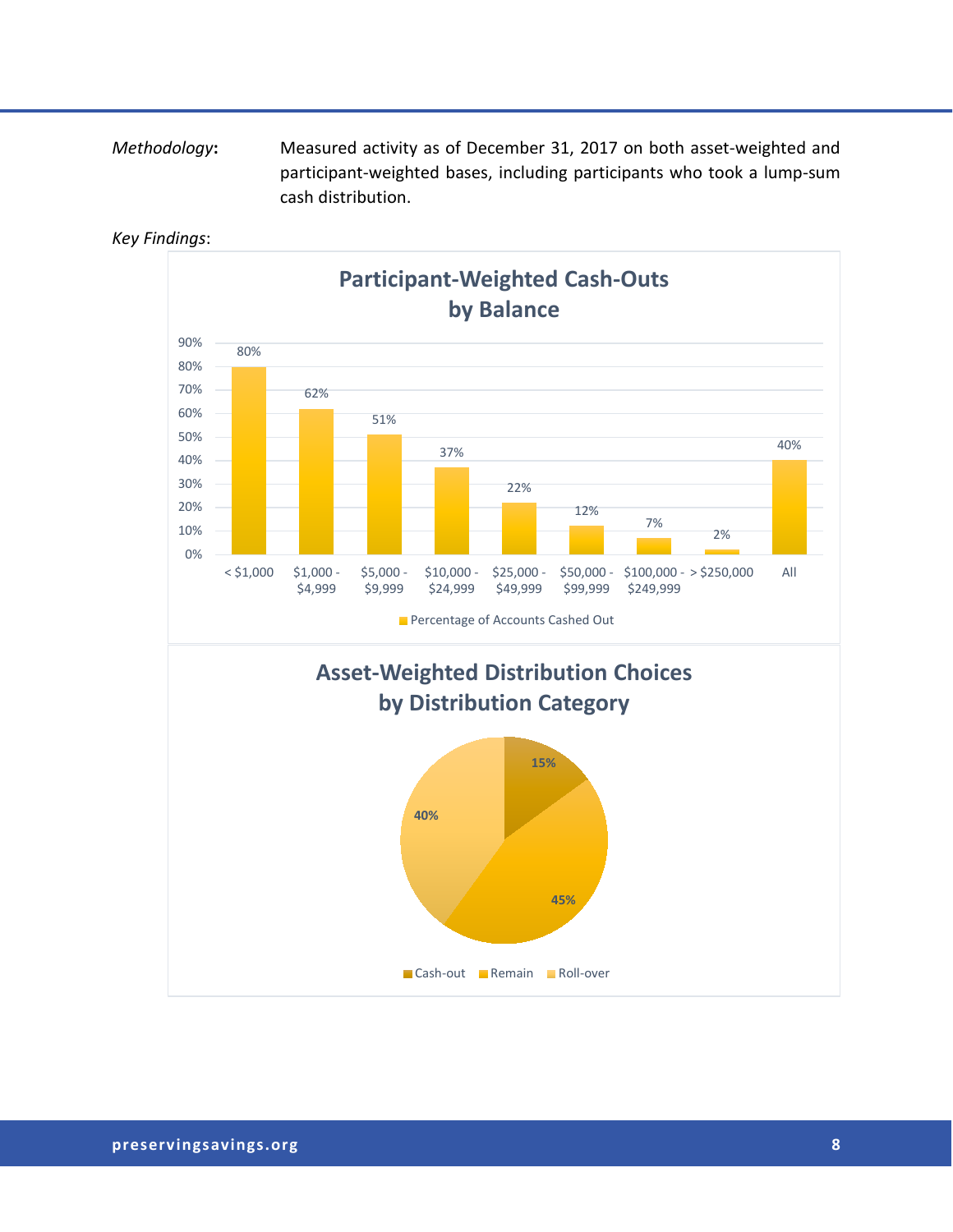*Methodology*: Measured activity as of December 31, 2017 on both asset-weighted and participant-weighted bases, including participants who took a lump-sum cash distribution.

*Key Findings*:

**Participant-Weighted Cash-Outs by Balance**

| Balance | Percentage of Accounts Cashed Out |
|---|---|
| < $1,000 | 80% |
| $1,000 - $4,999 | 62% |
| $5,000 - $9,999 | 51% |
| $10,000 - $24,999 | 37% |
| $25,000 - $49,999 | 22% |
| $50,000 - $99,999 | 12% |
| $100,000 - $249,999 | 7% |
| > $250,000 | 2% |
| All | 40% |

**Asset-Weighted Distribution Choices by Distribution Category**

| Distribution Category | Percentage |
|---|---|
| Cash-out | 15% |
| Remain | 45% |
| Roll-over | 40% |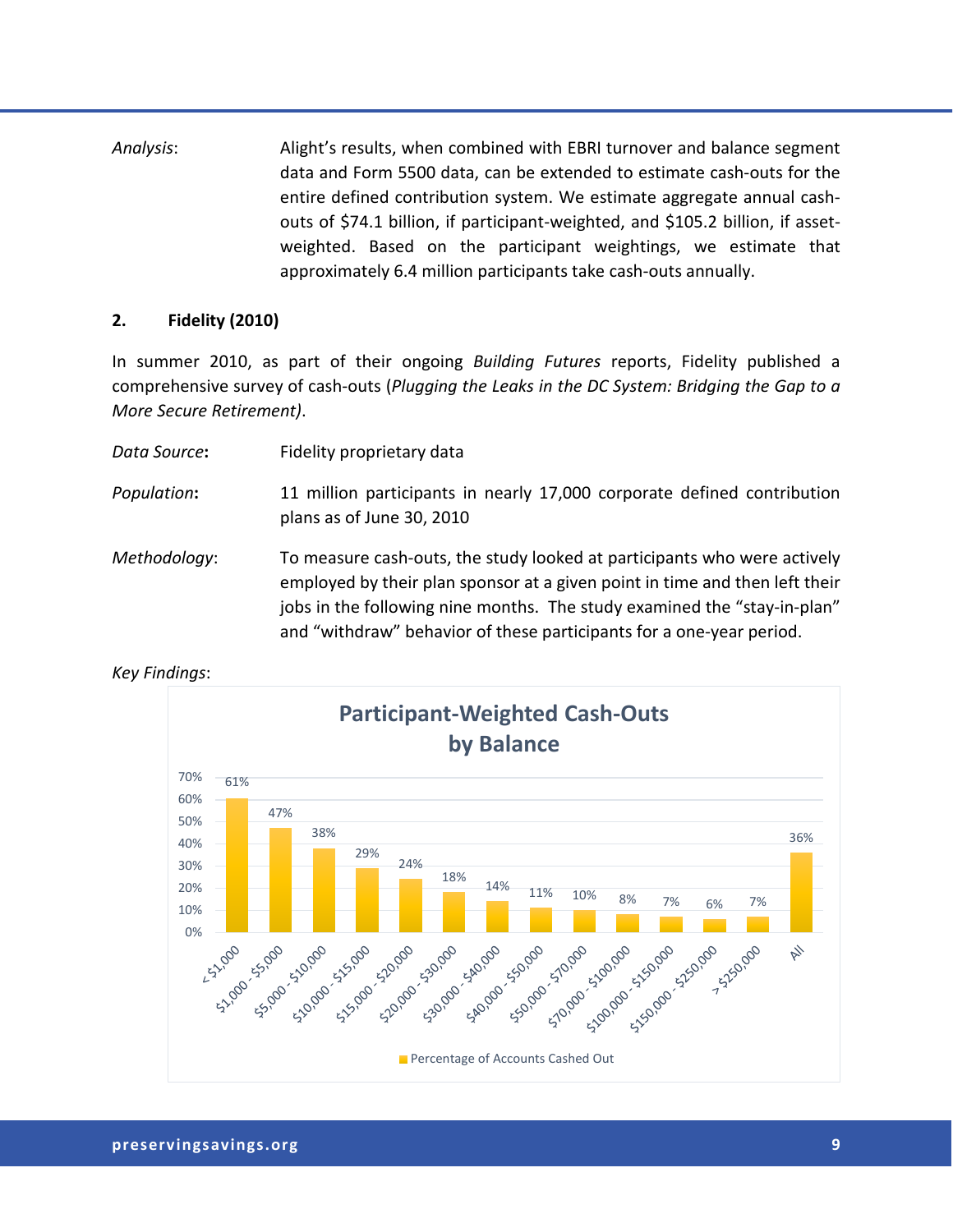*Analysis*: Alight's results, when combined with EBRI turnover and balance segment data and Form 5500 data, can be extended to estimate cash-outs for the entire defined contribution system. We estimate aggregate annual cash-outs of $74.1 billion, if participant-weighted, and $105.2 billion, if asset-weighted. Based on the participant weightings, we estimate that approximately 6.4 million participants take cash-outs annually.

**2. Fidelity (2010)**

In summer 2010, as part of their ongoing *Building Futures* reports, Fidelity published a comprehensive survey of cash-outs (*Plugging the Leaks in the DC System: Bridging the Gap to a More Secure Retirement)*.

*Data Source***:** Fidelity proprietary data

*Population***:** 11 million participants in nearly 17,000 corporate defined contribution plans as of June 30, 2010

*Methodology*: To measure cash-outs, the study looked at participants who were actively employed by their plan sponsor at a given point in time and then left their jobs in the following nine months. The study examined the "stay-in-plan" and "withdraw" behavior of these participants for a one-year period.

*Key Findings*:

**Participant-Weighted Cash-Outs by Balance**

| Balance | Percentage of Accounts Cashed Out |
|---|---|
| < $1,000 | 61% |
| $1,000 - $5,000 | 47% |
| $5,000 - $10,000 | 38% |
| $10,000 - $15,000 | 29% |
| $15,000 - $20,000 | 24% |
| $20,000 - $30,000 | 18% |
| $30,000 - $40,000 | 14% |
| $40,000 - $50,000 | 11% |
| $50,000 - $70,000 | 10% |
| $70,000 - $100,000 | 8% |
| $100,000 - $150,000 | 7% |
| $150,000 - $250,000 | 6% |
| > $250,000 | 7% |
| All | 36% |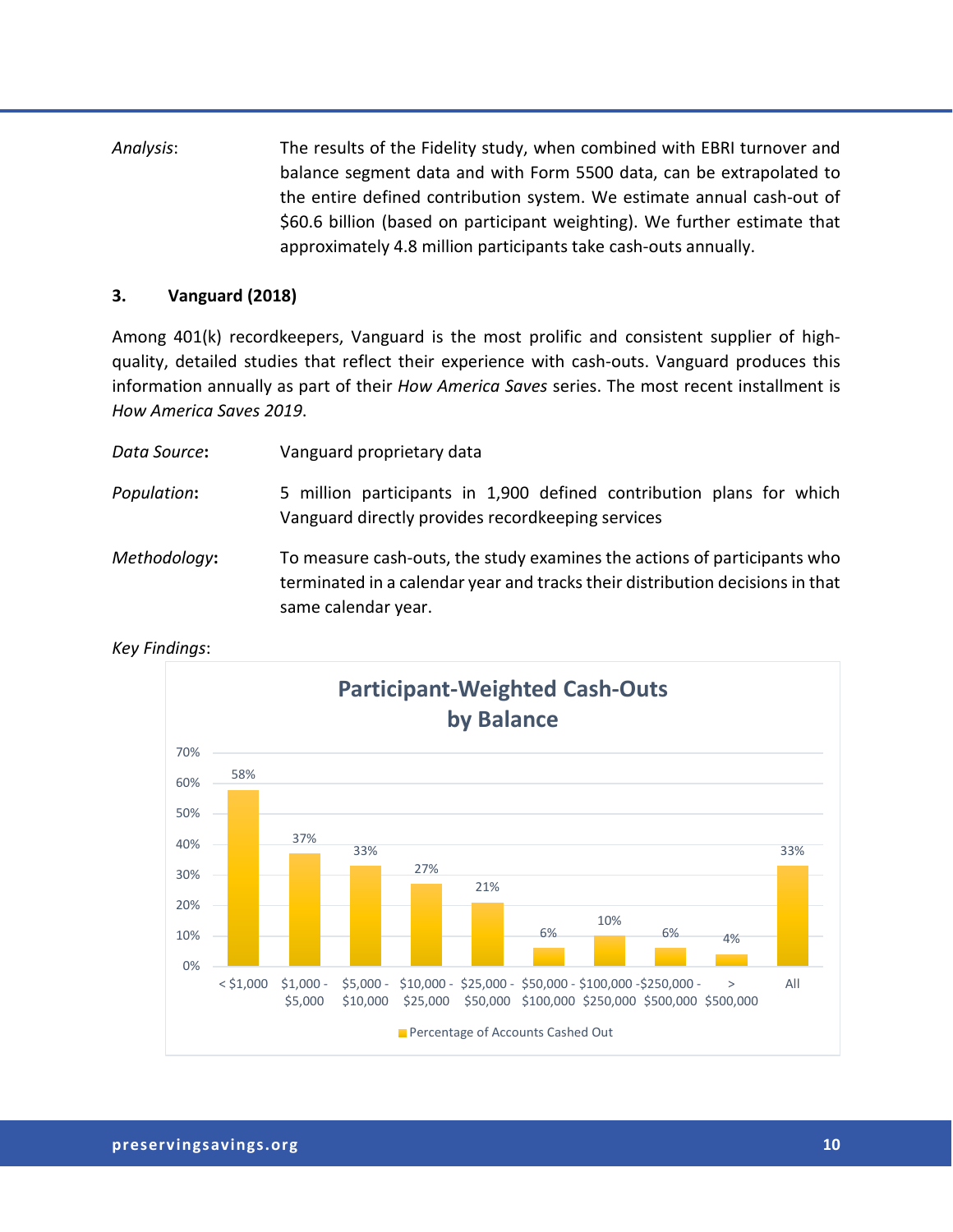*Analysis*: The results of the Fidelity study, when combined with EBRI turnover and balance segment data and with Form 5500 data, can be extrapolated to the entire defined contribution system. We estimate annual cash-out of $60.6 billion (based on participant weighting). We further estimate that approximately 4.8 million participants take cash-outs annually.

### 3. Vanguard (2018)

Among 401(k) recordkeepers, Vanguard is the most prolific and consistent supplier of high-quality, detailed studies that reflect their experience with cash-outs. Vanguard produces this information annually as part of their *How America Saves* series. The most recent installment is *How America Saves 2019*.

*Data Source*: Vanguard proprietary data

*Population*: 5 million participants in 1,900 defined contribution plans for which Vanguard directly provides recordkeeping services

*Methodology*: To measure cash-outs, the study examines the actions of participants who terminated in a calendar year and tracks their distribution decisions in that same calendar year.

*Key Findings*:

**Participant-Weighted Cash-Outs by Balance**

| Balance | Percentage of Accounts Cashed Out |
|---|---|
| < $1,000 | 58% |
| $1,000 - $5,000 | 37% |
| $5,000 - $10,000 | 33% |
| $10,000 - $25,000 | 27% |
| $25,000 - $50,000 | 21% |
| $50,000 - $100,000 | 6% |
| $100,000 - $250,000 | 10% |
| $250,000 - $500,000 | 6% |
| > $500,000 | 4% |
| All | 33% |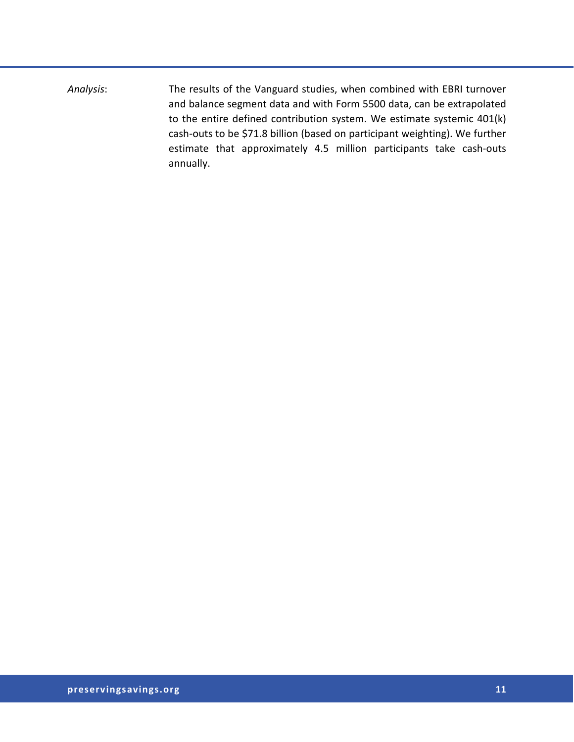*Analysis*: The results of the Vanguard studies, when combined with EBRI turnover and balance segment data and with Form 5500 data, can be extrapolated to the entire defined contribution system. We estimate systemic 401(k) cash-outs to be $71.8 billion (based on participant weighting). We further estimate that approximately 4.5 million participants take cash-outs annually.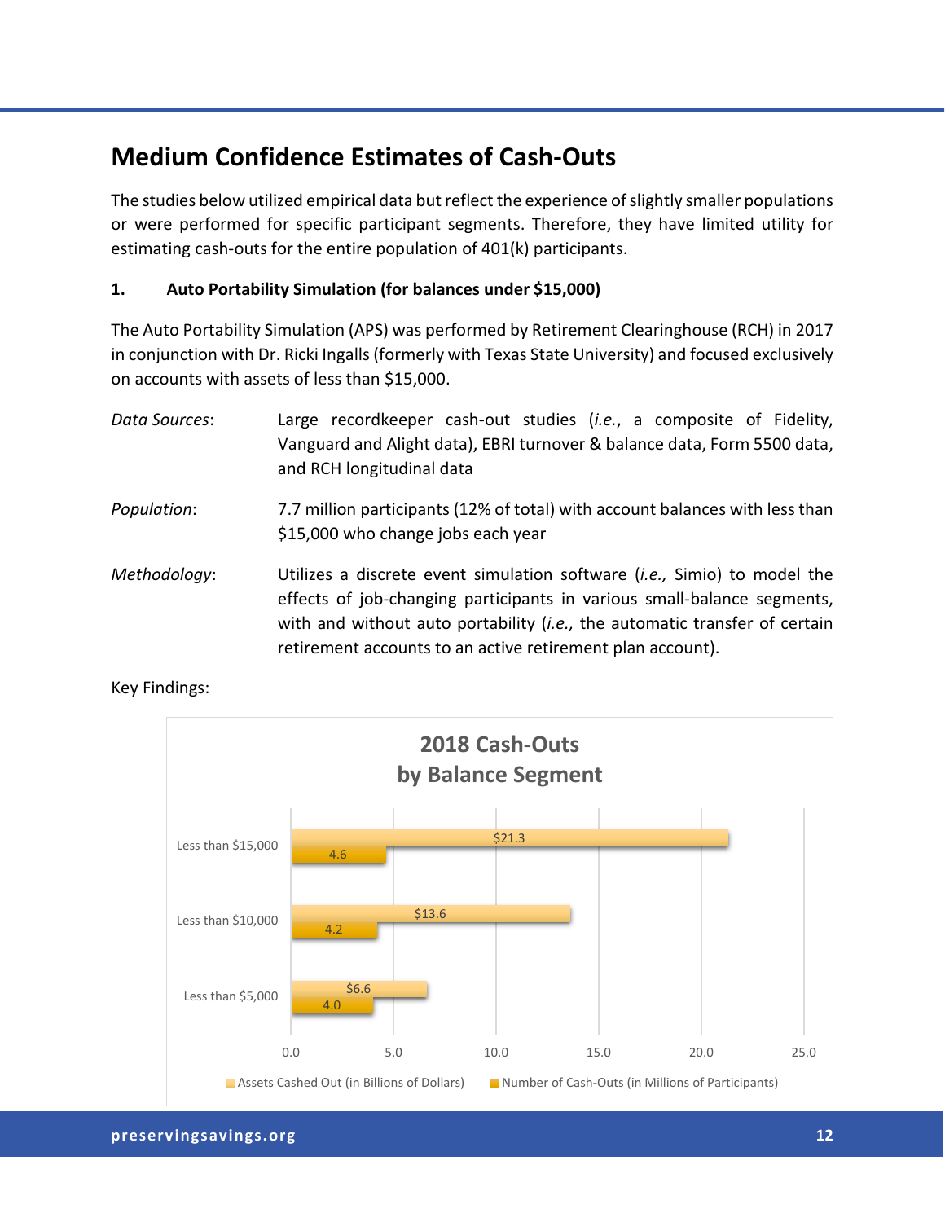## Medium Confidence Estimates of Cash-Outs

The studies below utilized empirical data but reflect the experience of slightly smaller populations or were performed for specific participant segments. Therefore, they have limited utility for estimating cash-outs for the entire population of 401(k) participants.

### 1. Auto Portability Simulation (for balances under $15,000)

The Auto Portability Simulation (APS) was performed by Retirement Clearinghouse (RCH) in 2017 in conjunction with Dr. Ricki Ingalls (formerly with Texas State University) and focused exclusively on accounts with assets of less than $15,000.

*Data Sources*: Large recordkeeper cash-out studies (*i.e.*, a composite of Fidelity, Vanguard and Alight data), EBRI turnover & balance data, Form 5500 data, and RCH longitudinal data

*Population*: 7.7 million participants (12% of total) with account balances with less than $15,000 who change jobs each year

*Methodology*: Utilizes a discrete event simulation software (*i.e.,* Simio) to model the effects of job-changing participants in various small-balance segments, with and without auto portability (*i.e.,* the automatic transfer of certain retirement accounts to an active retirement plan account).

Key Findings:

**2018 Cash-Outs by Balance Segment**

| Balance Segment | Assets Cashed Out (in Billions of Dollars) | Number of Cash-Outs (in Millions of Participants) |
|---|---|---|
| Less than $15,000 | $21.3 | 4.6 |
| Less than $10,000 | $13.6 | 4.2 |
| Less than $5,000 | $6.6 | 4.0 |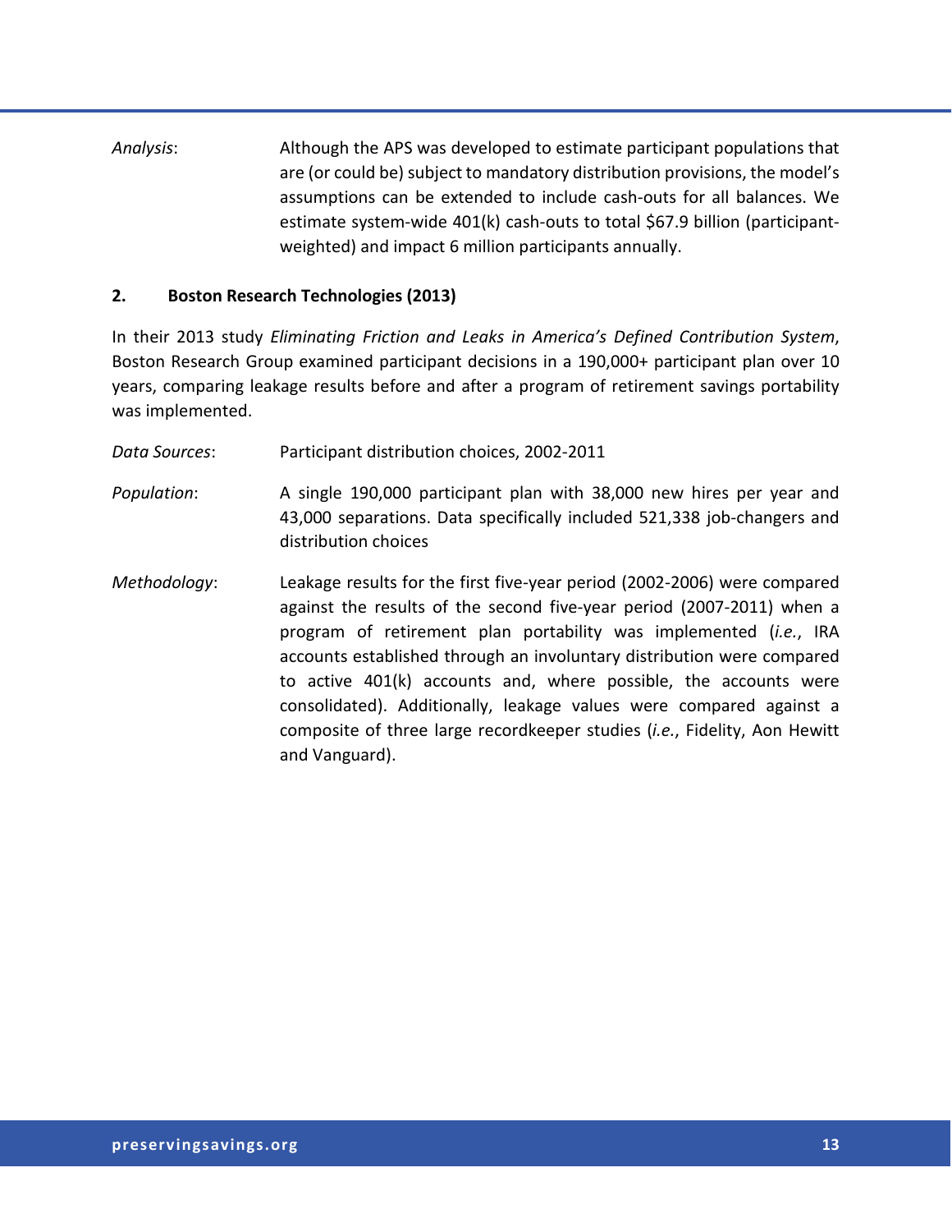*Analysis*: Although the APS was developed to estimate participant populations that are (or could be) subject to mandatory distribution provisions, the model's assumptions can be extended to include cash-outs for all balances. We estimate system-wide 401(k) cash-outs to total $67.9 billion (participant-weighted) and impact 6 million participants annually.

### 2. Boston Research Technologies (2013)

In their 2013 study *Eliminating Friction and Leaks in America's Defined Contribution System*, Boston Research Group examined participant decisions in a 190,000+ participant plan over 10 years, comparing leakage results before and after a program of retirement savings portability was implemented.

*Data Sources*: Participant distribution choices, 2002-2011

*Population*: A single 190,000 participant plan with 38,000 new hires per year and 43,000 separations. Data specifically included 521,338 job-changers and distribution choices

*Methodology*: Leakage results for the first five-year period (2002-2006) were compared against the results of the second five-year period (2007-2011) when a program of retirement plan portability was implemented (*i.e.*, IRA accounts established through an involuntary distribution were compared to active 401(k) accounts and, where possible, the accounts were consolidated). Additionally, leakage values were compared against a composite of three large recordkeeper studies (*i.e.*, Fidelity, Aon Hewitt and Vanguard).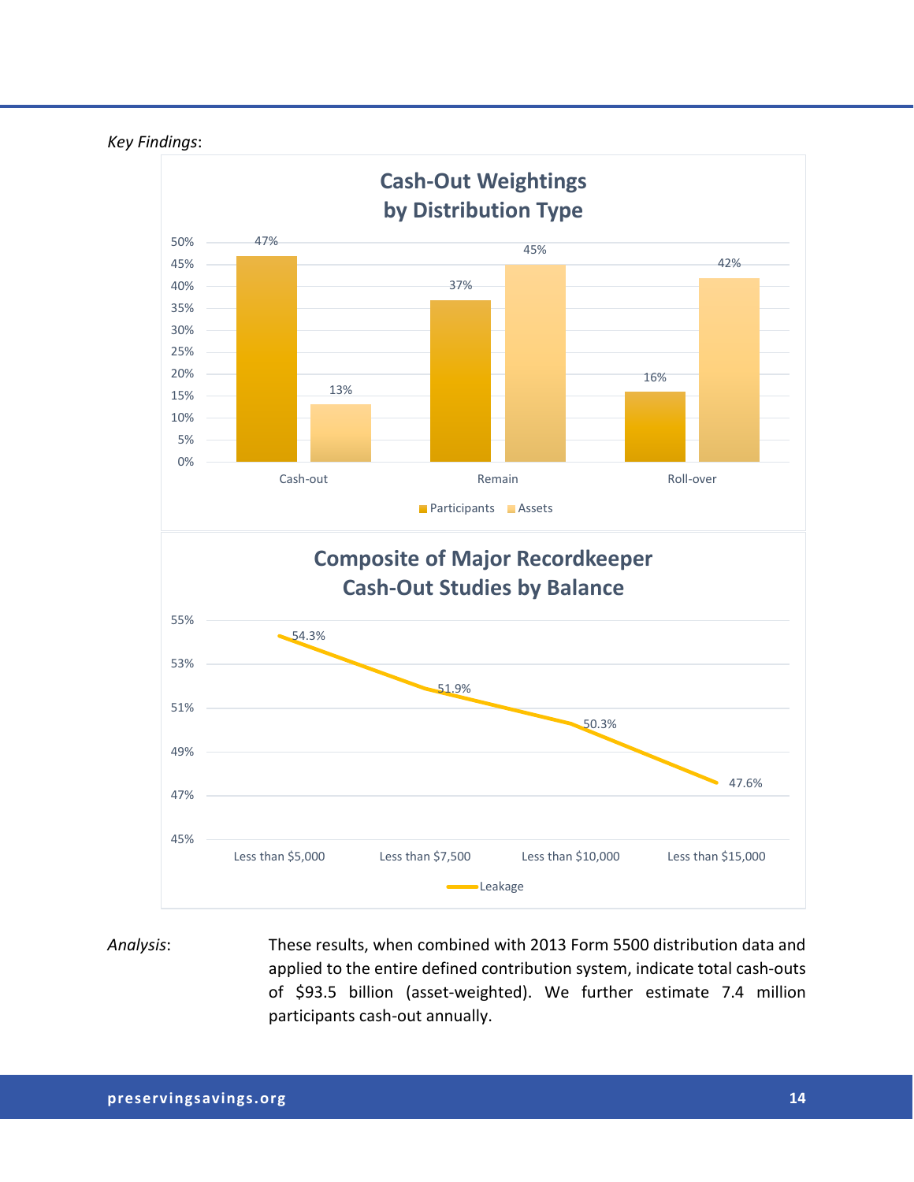*Key Findings*:

**Cash-Out Weightings by Distribution Type**

| | Participants | Assets |
|---|---|---|
| Cash-out | 47% | 13% |
| Remain | 37% | 45% |
| Roll-over | 16% | 42% |

**Composite of Major Recordkeeper Cash-Out Studies by Balance**

| | Leakage |
|---|---|
| Less than $5,000 | 54.3% |
| Less than $7,500 | 51.9% |
| Less than $10,000 | 50.3% |
| Less than $15,000 | 47.6% |

*Analysis*: These results, when combined with 2013 Form 5500 distribution data and applied to the entire defined contribution system, indicate total cash-outs of $93.5 billion (asset-weighted). We further estimate 7.4 million participants cash-out annually.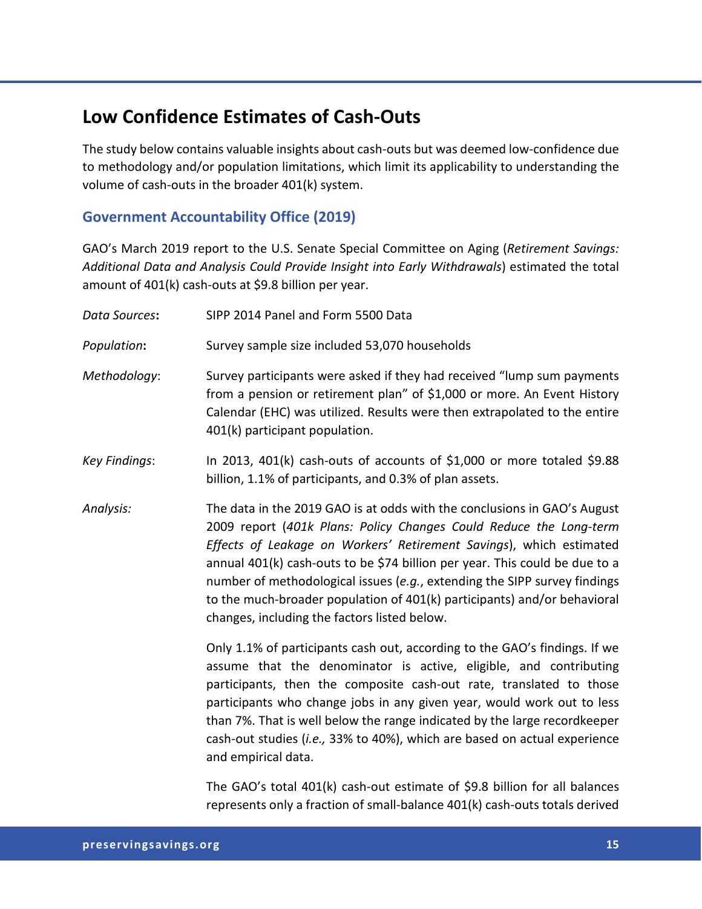## Low Confidence Estimates of Cash-Outs

The study below contains valuable insights about cash-outs but was deemed low-confidence due to methodology and/or population limitations, which limit its applicability to understanding the volume of cash-outs in the broader 401(k) system.

### Government Accountability Office (2019)

GAO's March 2019 report to the U.S. Senate Special Committee on Aging (*Retirement Savings: Additional Data and Analysis Could Provide Insight into Early Withdrawals*) estimated the total amount of 401(k) cash-outs at $9.8 billion per year.

*Data Sources*: SIPP 2014 Panel and Form 5500 Data

*Population*: Survey sample size included 53,070 households

*Methodology*: Survey participants were asked if they had received "lump sum payments from a pension or retirement plan" of $1,000 or more. An Event History Calendar (EHC) was utilized. Results were then extrapolated to the entire 401(k) participant population.

*Key Findings*: In 2013, 401(k) cash-outs of accounts of $1,000 or more totaled $9.88 billion, 1.1% of participants, and 0.3% of plan assets.

*Analysis:* The data in the 2019 GAO is at odds with the conclusions in GAO's August 2009 report (*401k Plans: Policy Changes Could Reduce the Long-term Effects of Leakage on Workers' Retirement Savings*), which estimated annual 401(k) cash-outs to be $74 billion per year. This could be due to a number of methodological issues (*e.g.*, extending the SIPP survey findings to the much-broader population of 401(k) participants) and/or behavioral changes, including the factors listed below.

Only 1.1% of participants cash out, according to the GAO's findings. If we assume that the denominator is active, eligible, and contributing participants, then the composite cash-out rate, translated to those participants who change jobs in any given year, would work out to less than 7%. That is well below the range indicated by the large recordkeeper cash-out studies (*i.e.,* 33% to 40%), which are based on actual experience and empirical data.

The GAO's total 401(k) cash-out estimate of $9.8 billion for all balances represents only a fraction of small-balance 401(k) cash-outs totals derived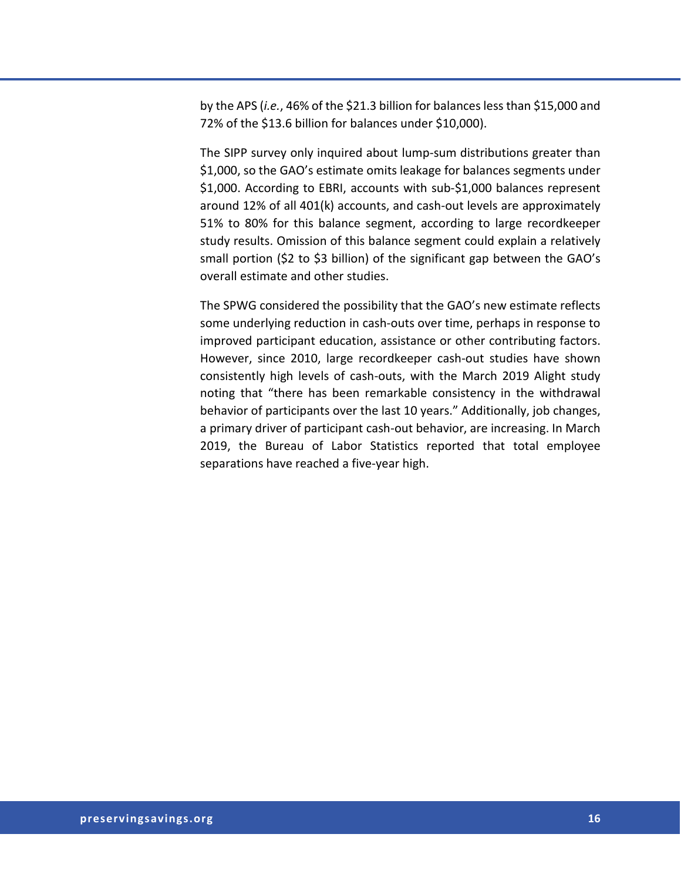by the APS (*i.e.*, 46% of the $21.3 billion for balances less than $15,000 and 72% of the $13.6 billion for balances under $10,000).

The SIPP survey only inquired about lump-sum distributions greater than $1,000, so the GAO's estimate omits leakage for balances segments under $1,000. According to EBRI, accounts with sub-$1,000 balances represent around 12% of all 401(k) accounts, and cash-out levels are approximately 51% to 80% for this balance segment, according to large recordkeeper study results. Omission of this balance segment could explain a relatively small portion ($2 to $3 billion) of the significant gap between the GAO's overall estimate and other studies.

The SPWG considered the possibility that the GAO's new estimate reflects some underlying reduction in cash-outs over time, perhaps in response to improved participant education, assistance or other contributing factors. However, since 2010, large recordkeeper cash-out studies have shown consistently high levels of cash-outs, with the March 2019 Alight study noting that "there has been remarkable consistency in the withdrawal behavior of participants over the last 10 years." Additionally, job changes, a primary driver of participant cash-out behavior, are increasing. In March 2019, the Bureau of Labor Statistics reported that total employee separations have reached a five-year high.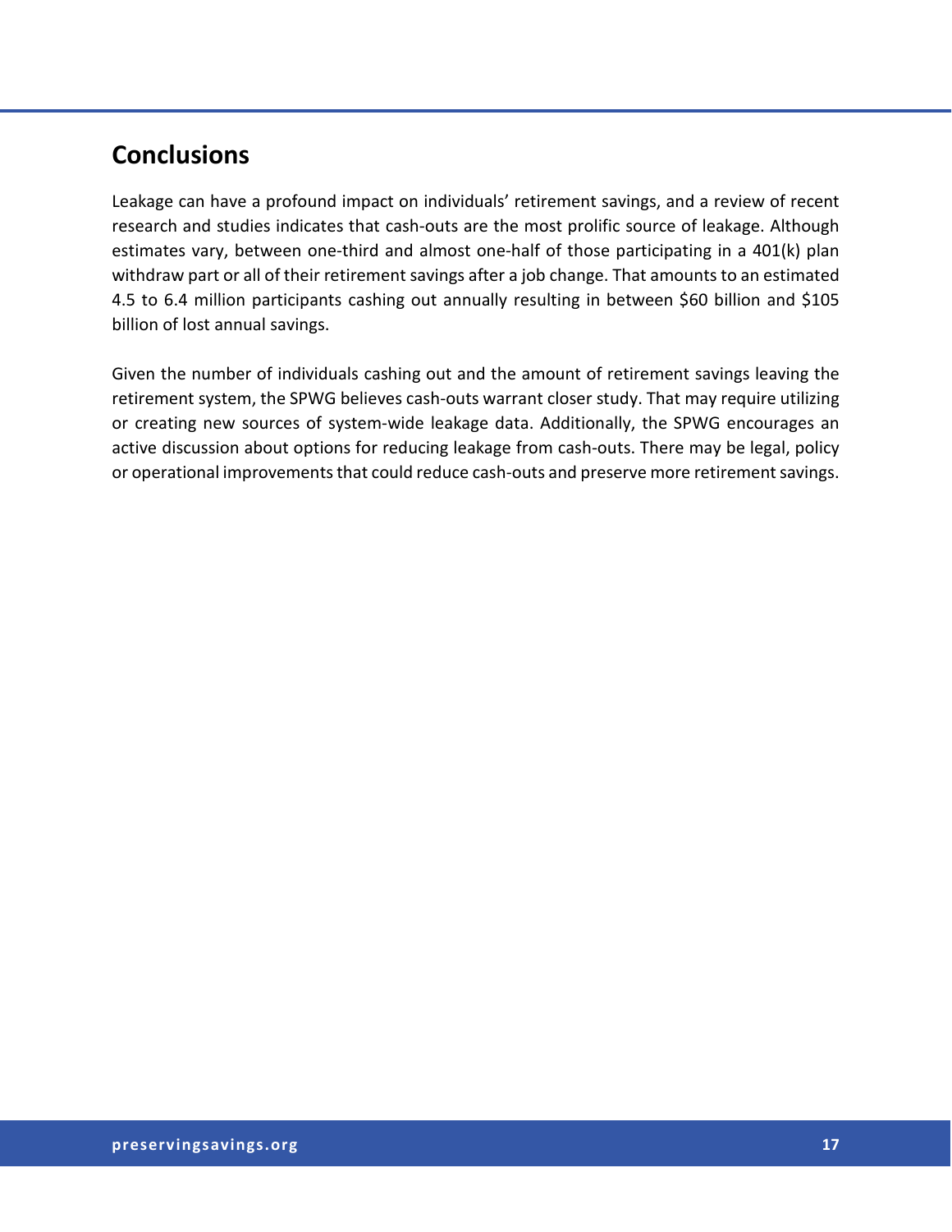## Conclusions

Leakage can have a profound impact on individuals' retirement savings, and a review of recent research and studies indicates that cash-outs are the most prolific source of leakage. Although estimates vary, between one-third and almost one-half of those participating in a 401(k) plan withdraw part or all of their retirement savings after a job change. That amounts to an estimated 4.5 to 6.4 million participants cashing out annually resulting in between $60 billion and $105 billion of lost annual savings.

Given the number of individuals cashing out and the amount of retirement savings leaving the retirement system, the SPWG believes cash-outs warrant closer study. That may require utilizing or creating new sources of system-wide leakage data. Additionally, the SPWG encourages an active discussion about options for reducing leakage from cash-outs. There may be legal, policy or operational improvements that could reduce cash-outs and preserve more retirement savings.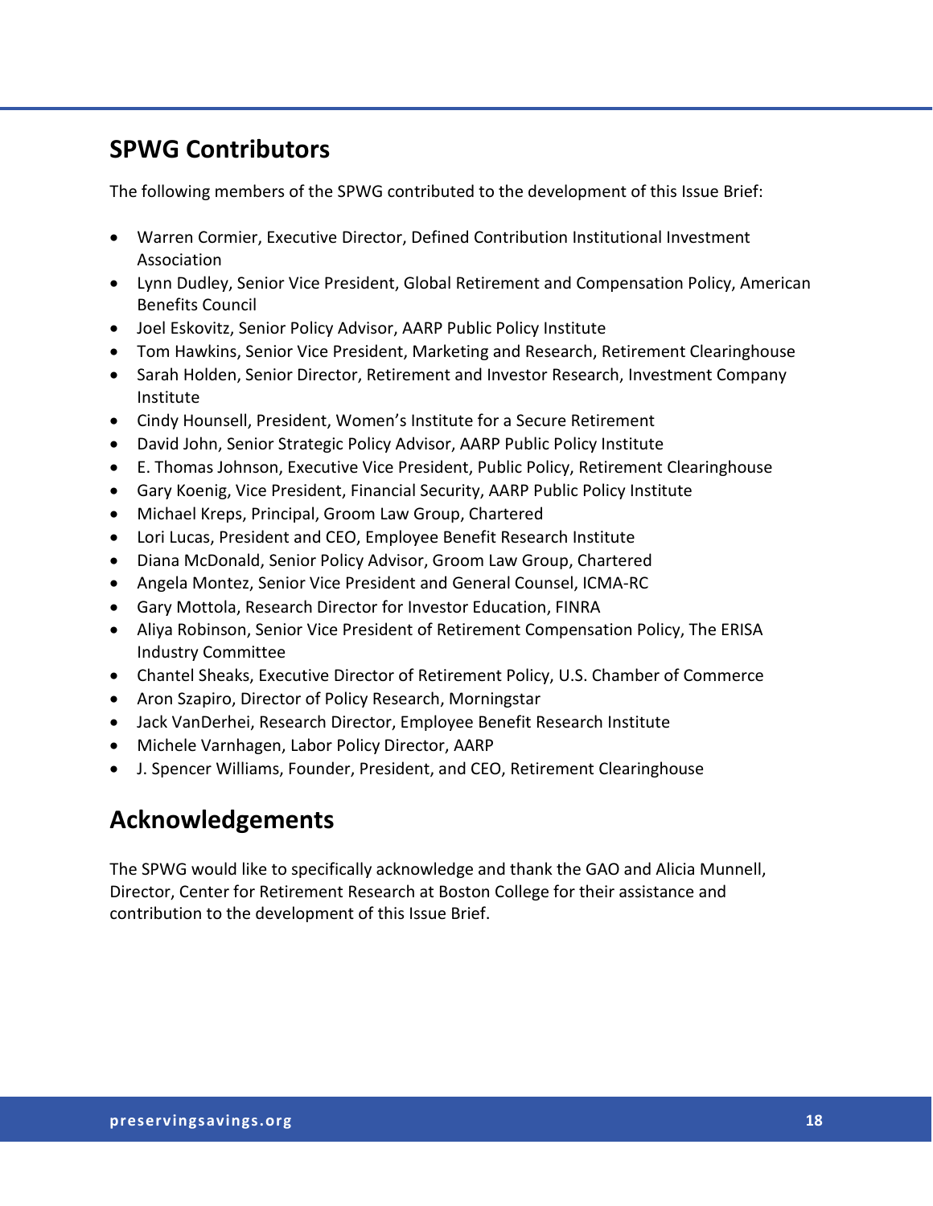## SPWG Contributors

The following members of the SPWG contributed to the development of this Issue Brief:

- Warren Cormier, Executive Director, Defined Contribution Institutional Investment Association
- Lynn Dudley, Senior Vice President, Global Retirement and Compensation Policy, American Benefits Council
- Joel Eskovitz, Senior Policy Advisor, AARP Public Policy Institute
- Tom Hawkins, Senior Vice President, Marketing and Research, Retirement Clearinghouse
- Sarah Holden, Senior Director, Retirement and Investor Research, Investment Company Institute
- Cindy Hounsell, President, Women's Institute for a Secure Retirement
- David John, Senior Strategic Policy Advisor, AARP Public Policy Institute
- E. Thomas Johnson, Executive Vice President, Public Policy, Retirement Clearinghouse
- Gary Koenig, Vice President, Financial Security, AARP Public Policy Institute
- Michael Kreps, Principal, Groom Law Group, Chartered
- Lori Lucas, President and CEO, Employee Benefit Research Institute
- Diana McDonald, Senior Policy Advisor, Groom Law Group, Chartered
- Angela Montez, Senior Vice President and General Counsel, ICMA-RC
- Gary Mottola, Research Director for Investor Education, FINRA
- Aliya Robinson, Senior Vice President of Retirement Compensation Policy, The ERISA Industry Committee
- Chantel Sheaks, Executive Director of Retirement Policy, U.S. Chamber of Commerce
- Aron Szapiro, Director of Policy Research, Morningstar
- Jack VanDerhei, Research Director, Employee Benefit Research Institute
- Michele Varnhagen, Labor Policy Director, AARP
- J. Spencer Williams, Founder, President, and CEO, Retirement Clearinghouse

## Acknowledgements

The SPWG would like to specifically acknowledge and thank the GAO and Alicia Munnell, Director, Center for Retirement Research at Boston College for their assistance and contribution to the development of this Issue Brief.